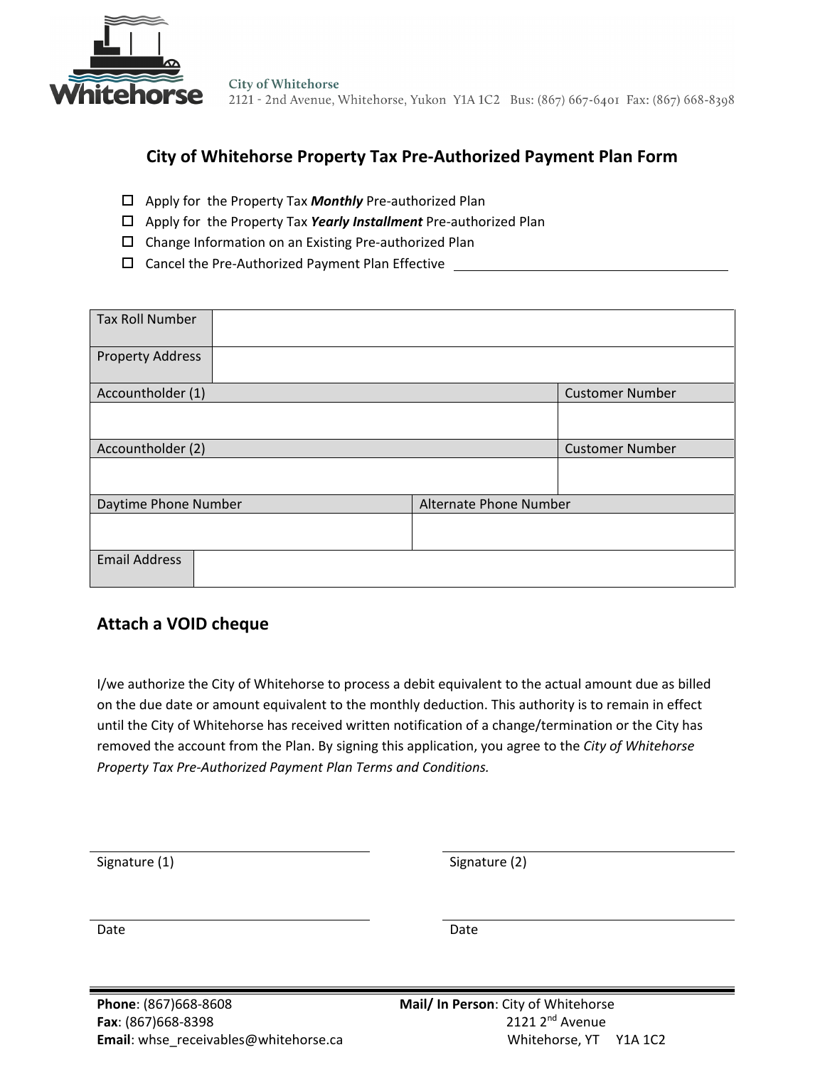City of Whitehorse
2121 - 2nd Avenue, Whitehorse, Yukon Y1A 1C2 Bus: (867) 667-6401 Fax: (867) 668-8398

## City of Whitehorse Property Tax Pre-Authorized Payment Plan Form

- ☐ Apply for the Property Tax ***Monthly*** Pre-authorized Plan
- ☐ Apply for the Property Tax ***Yearly Installment*** Pre-authorized Plan
- ☐ Change Information on an Existing Pre-authorized Plan
- ☐ Cancel the Pre-Authorized Payment Plan Effective ______________________

| Tax Roll Number | |
|---|---|
| Property Address | |

| Accountholder (1) | Customer Number |
|---|---|
| | |
| **Accountholder (2)** | **Customer Number** |
| | |

| Daytime Phone Number | Alternate Phone Number |
|---|---|
| | |

| Email Address | |
|---|---|

### Attach a VOID cheque

I/we authorize the City of Whitehorse to process a debit equivalent to the actual amount due as billed on the due date or amount equivalent to the monthly deduction. This authority is to remain in effect until the City of Whitehorse has received written notification of a change/termination or the City has removed the account from the Plan. By signing this application, you agree to the *City of Whitehorse Property Tax Pre-Authorized Payment Plan Terms and Conditions.*

______________________ Signature (1)

______________________ Signature (2)

______________________ Date

______________________ Date

**Phone**: (867)668-8608
**Fax**: (867)668-8398
**Email**: whse_receivables@whitehorse.ca

**Mail/ In Person**: City of Whitehorse
2121 2nd Avenue
Whitehorse, YT Y1A 1C2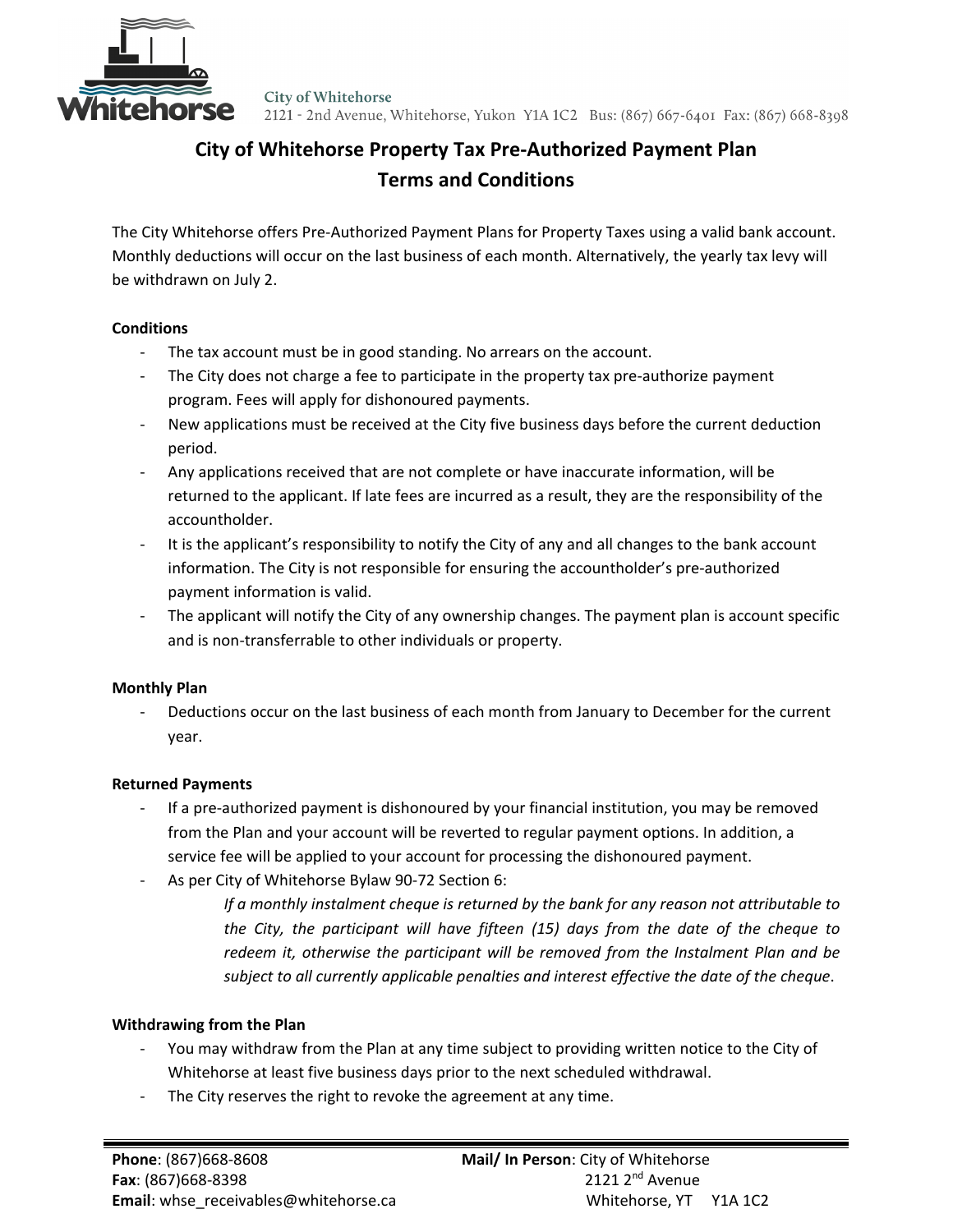City of Whitehorse
2121 - 2nd Avenue, Whitehorse, Yukon Y1A 1C2 Bus: (867) 667-6401 Fax: (867) 668-8398

# City of Whitehorse Property Tax Pre-Authorized Payment Plan
# Terms and Conditions

The City Whitehorse offers Pre-Authorized Payment Plans for Property Taxes using a valid bank account. Monthly deductions will occur on the last business of each month. Alternatively, the yearly tax levy will be withdrawn on July 2.

**Conditions**

- The tax account must be in good standing. No arrears on the account.
- The City does not charge a fee to participate in the property tax pre-authorize payment program. Fees will apply for dishonoured payments.
- New applications must be received at the City five business days before the current deduction period.
- Any applications received that are not complete or have inaccurate information, will be returned to the applicant. If late fees are incurred as a result, they are the responsibility of the accountholder.
- It is the applicant's responsibility to notify the City of any and all changes to the bank account information. The City is not responsible for ensuring the accountholder's pre-authorized payment information is valid.
- The applicant will notify the City of any ownership changes. The payment plan is account specific and is non-transferrable to other individuals or property.

**Monthly Plan**

- Deductions occur on the last business of each month from January to December for the current year.

**Returned Payments**

- If a pre-authorized payment is dishonoured by your financial institution, you may be removed from the Plan and your account will be reverted to regular payment options. In addition, a service fee will be applied to your account for processing the dishonoured payment.
- As per City of Whitehorse Bylaw 90-72 Section 6:

  *If a monthly instalment cheque is returned by the bank for any reason not attributable to the City, the participant will have fifteen (15) days from the date of the cheque to redeem it, otherwise the participant will be removed from the Instalment Plan and be subject to all currently applicable penalties and interest effective the date of the cheque*.

**Withdrawing from the Plan**

- You may withdraw from the Plan at any time subject to providing written notice to the City of Whitehorse at least five business days prior to the next scheduled withdrawal.
- The City reserves the right to revoke the agreement at any time.

---

**Phone**: (867)668-8608
**Fax**: (867)668-8398
**Email**: whse_receivables@whitehorse.ca

**Mail/ In Person**: City of Whitehorse
2121 2nd Avenue
Whitehorse, YT Y1A 1C2